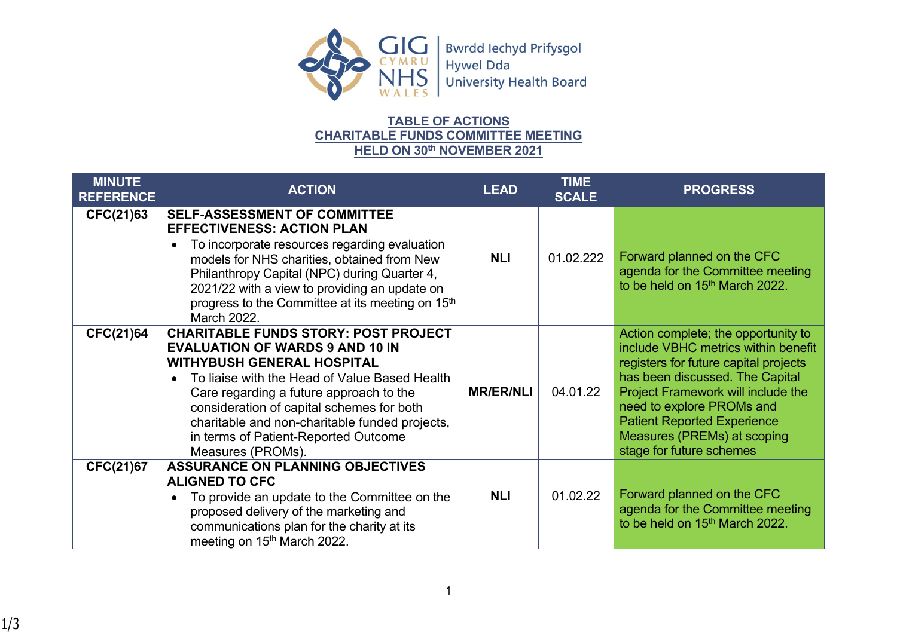GIG CYMRU NHS WALES | Bwrdd Iechyd Prifysgol Hywel Dda University Health Board

# TABLE OF ACTIONS
# CHARITABLE FUNDS COMMITTEE MEETING
# HELD ON 30th NOVEMBER 2021

| MINUTE REFERENCE | ACTION | LEAD | TIME SCALE | PROGRESS |
|---|---|---|---|---|
| CFC(21)63 | **SELF-ASSESSMENT OF COMMITTEE EFFECTIVENESS: ACTION PLAN** <br>• To incorporate resources regarding evaluation models for NHS charities, obtained from New Philanthropy Capital (NPC) during Quarter 4, 2021/22 with a view to providing an update on progress to the Committee at its meeting on 15th March 2022. | **NLI** | 01.02.222 | Forward planned on the CFC agenda for the Committee meeting to be held on 15th March 2022. |
| CFC(21)64 | **CHARITABLE FUNDS STORY: POST PROJECT EVALUATION OF WARDS 9 AND 10 IN WITHYBUSH GENERAL HOSPITAL** <br>• To liaise with the Head of Value Based Health Care regarding a future approach to the consideration of capital schemes for both charitable and non-charitable funded projects, in terms of Patient-Reported Outcome Measures (PROMs). | **MR/ER/NLI** | 04.01.22 | Action complete; the opportunity to include VBHC metrics within benefit registers for future capital projects has been discussed. The Capital Project Framework will include the need to explore PROMs and Patient Reported Experience Measures (PREMs) at scoping stage for future schemes |
| CFC(21)67 | **ASSURANCE ON PLANNING OBJECTIVES ALIGNED TO CFC** <br>• To provide an update to the Committee on the proposed delivery of the marketing and communications plan for the charity at its meeting on 15th March 2022. | **NLI** | 01.02.22 | Forward planned on the CFC agenda for the Committee meeting to be held on 15th March 2022. |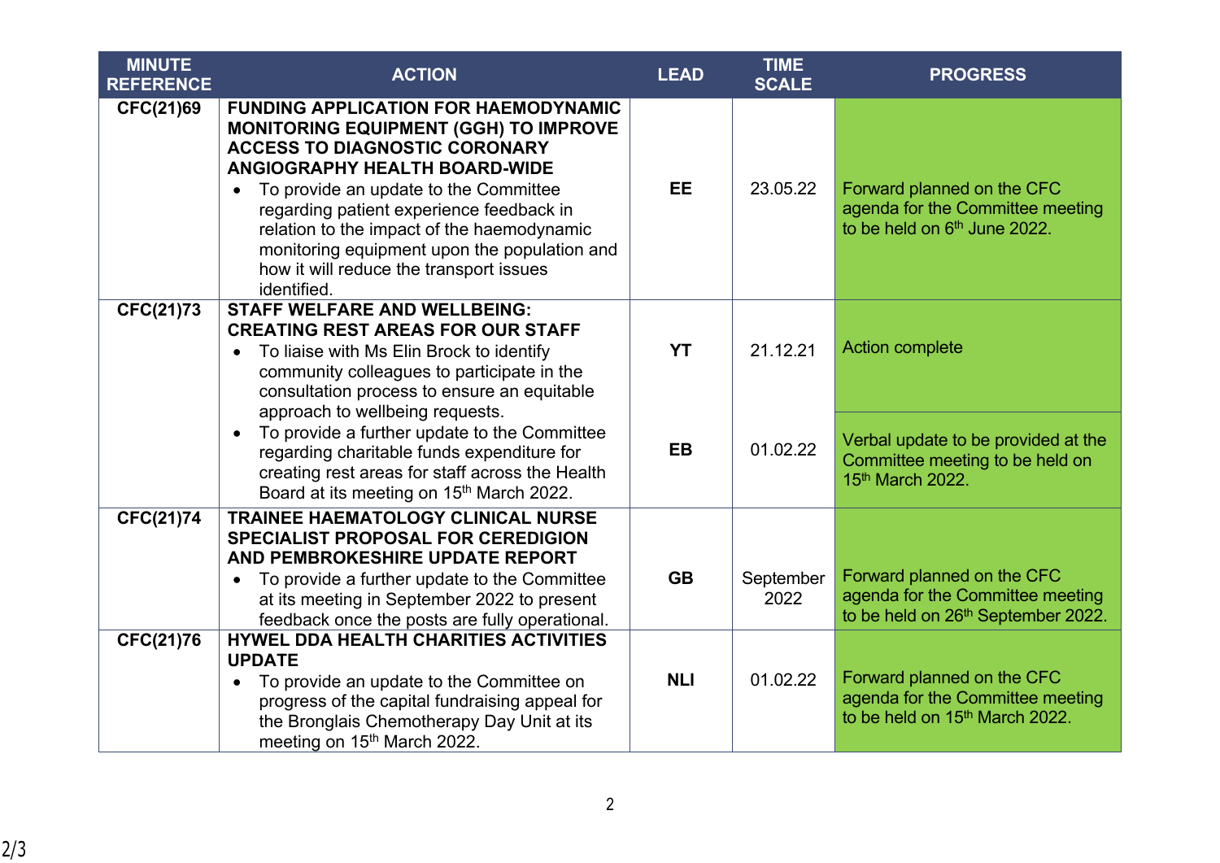| MINUTE REFERENCE | ACTION | LEAD | TIME SCALE | PROGRESS |
|---|---|---|---|---|
| CFC(21)69 | **FUNDING APPLICATION FOR HAEMODYNAMIC MONITORING EQUIPMENT (GGH) TO IMPROVE ACCESS TO DIAGNOSTIC CORONARY ANGIOGRAPHY HEALTH BOARD-WIDE**<br>• To provide an update to the Committee regarding patient experience feedback in relation to the impact of the haemodynamic monitoring equipment upon the population and how it will reduce the transport issues identified. | **EE** | 23.05.22 | Forward planned on the CFC agenda for the Committee meeting to be held on 6th June 2022. |
| CFC(21)73 | **STAFF WELFARE AND WELLBEING: CREATING REST AREAS FOR OUR STAFF**<br>• To liaise with Ms Elin Brock to identify community colleagues to participate in the consultation process to ensure an equitable approach to wellbeing requests. | **YT** | 21.12.21 | Action complete |
| | • To provide a further update to the Committee regarding charitable funds expenditure for creating rest areas for staff across the Health Board at its meeting on 15th March 2022. | **EB** | 01.02.22 | Verbal update to be provided at the Committee meeting to be held on 15th March 2022. |
| CFC(21)74 | **TRAINEE HAEMATOLOGY CLINICAL NURSE SPECIALIST PROPOSAL FOR CEREDIGION AND PEMBROKESHIRE UPDATE REPORT**<br>• To provide a further update to the Committee at its meeting in September 2022 to present feedback once the posts are fully operational. | **GB** | September 2022 | Forward planned on the CFC agenda for the Committee meeting to be held on 26th September 2022. |
| CFC(21)76 | **HYWEL DDA HEALTH CHARITIES ACTIVITIES UPDATE**<br>• To provide an update to the Committee on progress of the capital fundraising appeal for the Bronglais Chemotherapy Day Unit at its meeting on 15th March 2022. | **NLI** | 01.02.22 | Forward planned on the CFC agenda for the Committee meeting to be held on 15th March 2022. |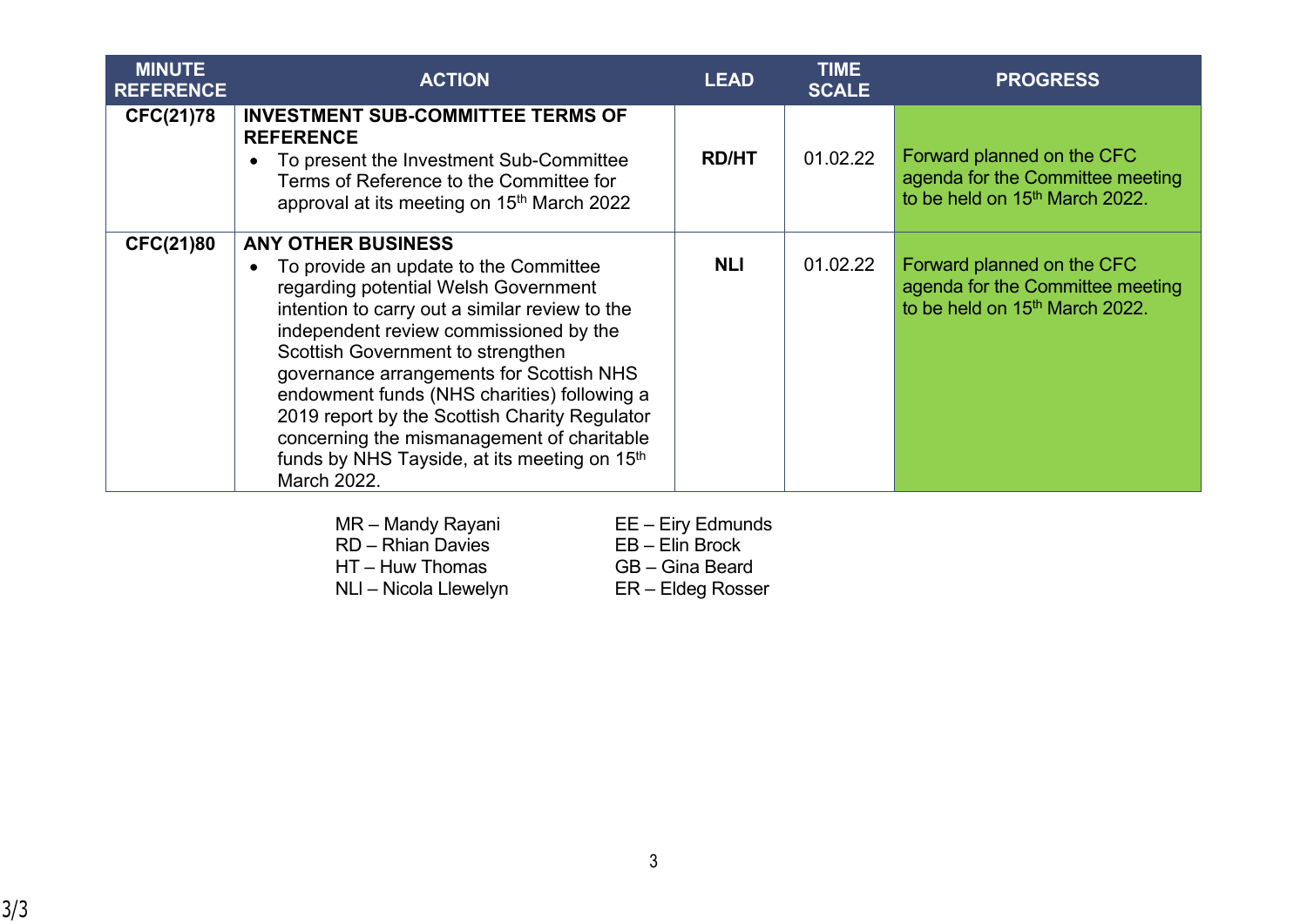| MINUTE REFERENCE | ACTION | LEAD | TIME SCALE | PROGRESS |
| --- | --- | --- | --- | --- |
| CFC(21)78 | **INVESTMENT SUB-COMMITTEE TERMS OF REFERENCE**<br>• To present the Investment Sub-Committee Terms of Reference to the Committee for approval at its meeting on 15th March 2022 | **RD/HT** | 01.02.22 | Forward planned on the CFC agenda for the Committee meeting to be held on 15th March 2022. |
| CFC(21)80 | **ANY OTHER BUSINESS**<br>• To provide an update to the Committee regarding potential Welsh Government intention to carry out a similar review to the independent review commissioned by the Scottish Government to strengthen governance arrangements for Scottish NHS endowment funds (NHS charities) following a 2019 report by the Scottish Charity Regulator concerning the mismanagement of charitable funds by NHS Tayside, at its meeting on 15th March 2022. | **NLl** | 01.02.22 | Forward planned on the CFC agenda for the Committee meeting to be held on 15th March 2022. |

MR – Mandy Rayani
RD – Rhian Davies
HT – Huw Thomas
NLl – Nicola Llewelyn

EE – Eiry Edmunds
EB – Elin Brock
GB – Gina Beard
ER – Eldeg Rosser